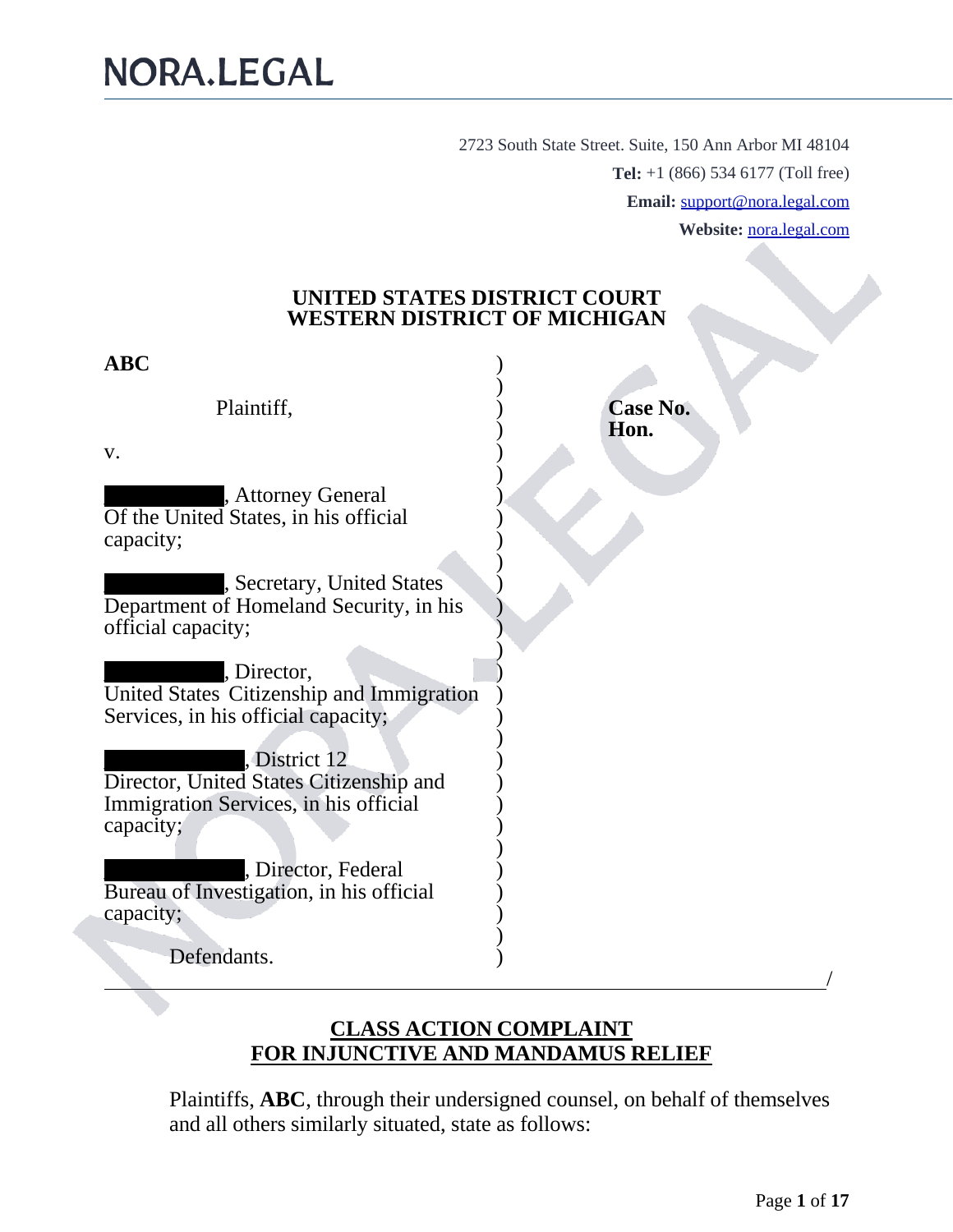# NORA.LEGAL

2723 South State Street. Suite, 150 Ann Arbor MI 48104

**Tel:** +1 (866) 534 6177 (Toll free)

**Email:** support@nora.legal.com

**Website:** nora.legal.com

**UNITED STATES DISTRICT COURT**
**WESTERN DISTRICT OF MICHIGAN**

**ABC**

Plaintiff,

v.

█████████, Attorney General Of the United States, in his official capacity;

█████████, Secretary, United States Department of Homeland Security, in his official capacity;

█████████, Director, United States Citizenship and Immigration Services, in his official capacity;

█████████, District 12 Director, United States Citizenship and Immigration Services, in his official capacity;

█████████, Director, Federal Bureau of Investigation, in his official capacity;

Defendants.

**Case No.**
**Hon.**

## CLASS ACTION COMPLAINT FOR INJUNCTIVE AND MANDAMUS RELIEF

Plaintiffs, **ABC**, through their undersigned counsel, on behalf of themselves and all others similarly situated, state as follows: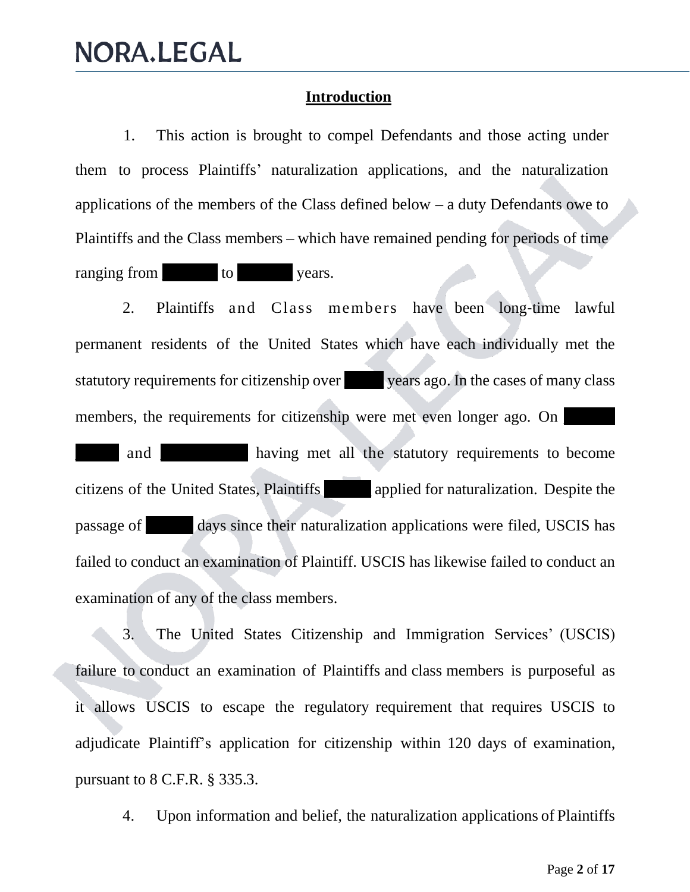## Introduction

1. This action is brought to compel Defendants and those acting under them to process Plaintiffs' naturalization applications, and the naturalization applications of the members of the Class defined below – a duty Defendants owe to Plaintiffs and the Class members – which have remained pending for periods of time ranging from ███ to ███ years.

2. Plaintiffs and Class members have been long-time lawful permanent residents of the United States which have each individually met the statutory requirements for citizenship over ███ years ago. In the cases of many class members, the requirements for citizenship were met even longer ago. On ███ ███ and ███ having met all the statutory requirements to become citizens of the United States, Plaintiffs ███ applied for naturalization. Despite the passage of ███ days since their naturalization applications were filed, USCIS has failed to conduct an examination of Plaintiff. USCIS has likewise failed to conduct an examination of any of the class members.

3. The United States Citizenship and Immigration Services' (USCIS) failure to conduct an examination of Plaintiffs and class members is purposeful as it allows USCIS to escape the regulatory requirement that requires USCIS to adjudicate Plaintiff's application for citizenship within 120 days of examination, pursuant to 8 C.F.R. § 335.3.

4. Upon information and belief, the naturalization applications of Plaintiffs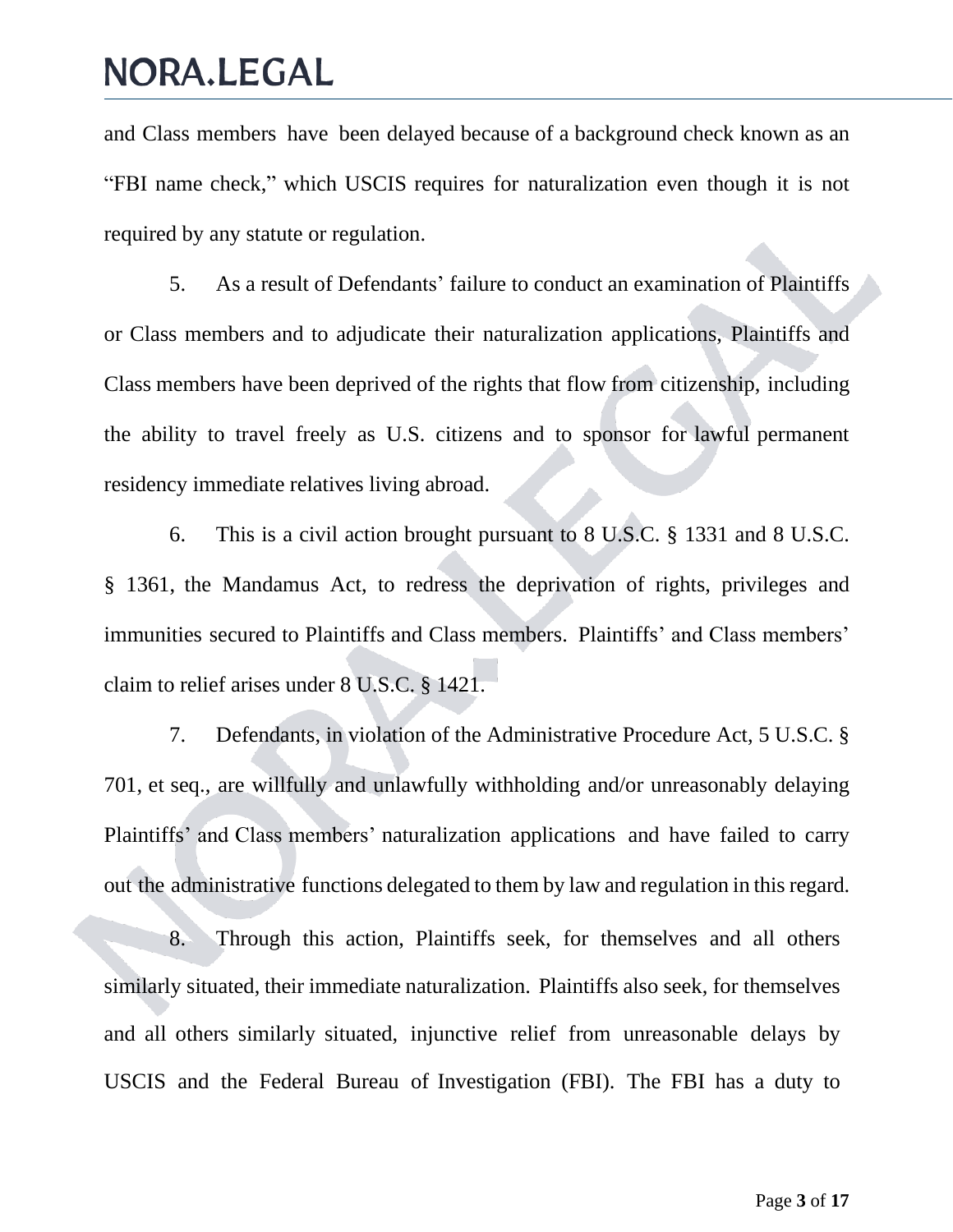and Class members have been delayed because of a background check known as an "FBI name check," which USCIS requires for naturalization even though it is not required by any statute or regulation.

5. As a result of Defendants' failure to conduct an examination of Plaintiffs or Class members and to adjudicate their naturalization applications, Plaintiffs and Class members have been deprived of the rights that flow from citizenship, including the ability to travel freely as U.S. citizens and to sponsor for lawful permanent residency immediate relatives living abroad.

6. This is a civil action brought pursuant to 8 U.S.C. § 1331 and 8 U.S.C. § 1361, the Mandamus Act, to redress the deprivation of rights, privileges and immunities secured to Plaintiffs and Class members. Plaintiffs' and Class members' claim to relief arises under 8 U.S.C. § 1421.

7. Defendants, in violation of the Administrative Procedure Act, 5 U.S.C. § 701, et seq., are willfully and unlawfully withholding and/or unreasonably delaying Plaintiffs' and Class members' naturalization applications and have failed to carry out the administrative functions delegated to them by law and regulation in this regard.

8. Through this action, Plaintiffs seek, for themselves and all others similarly situated, their immediate naturalization. Plaintiffs also seek, for themselves and all others similarly situated, injunctive relief from unreasonable delays by USCIS and the Federal Bureau of Investigation (FBI). The FBI has a duty to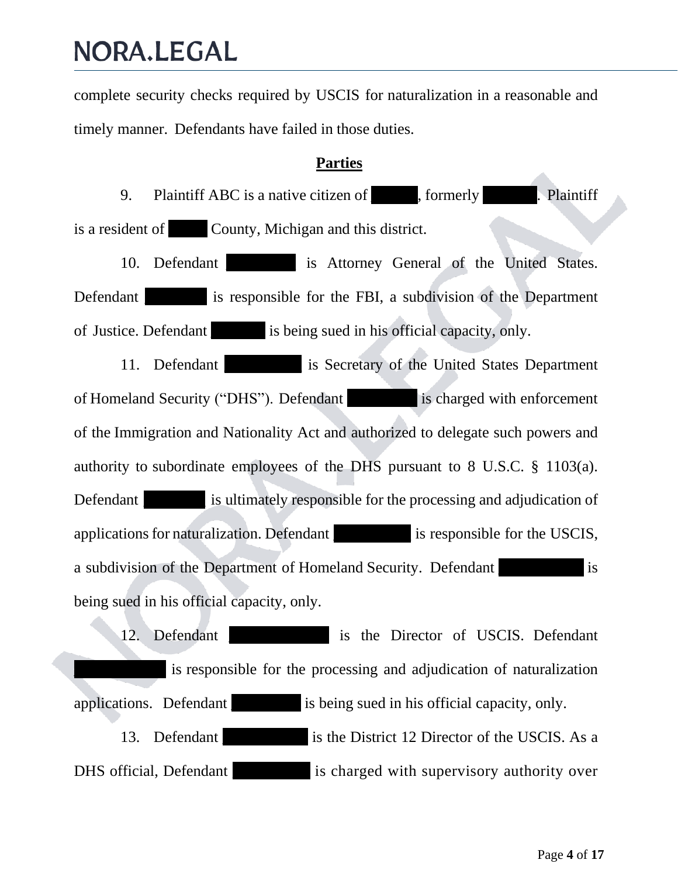complete security checks required by USCIS for naturalization in a reasonable and timely manner. Defendants have failed in those duties.

**Parties**

9. Plaintiff ABC is a native citizen of ██████, formerly ██████. Plaintiff is a resident of █████ County, Michigan and this district.

10. Defendant ████████ is Attorney General of the United States. Defendant ████████ is responsible for the FBI, a subdivision of the Department of Justice. Defendant ██████ is being sued in his official capacity, only.

11. Defendant █████████ is Secretary of the United States Department of Homeland Security ("DHS"). Defendant ████████ is charged with enforcement of the Immigration and Nationality Act and authorized to delegate such powers and authority to subordinate employees of the DHS pursuant to 8 U.S.C. § 1103(a). Defendant ████████ is ultimately responsible for the processing and adjudication of applications for naturalization. Defendant █████████ is responsible for the USCIS, a subdivision of the Department of Homeland Security. Defendant ██████████ is being sued in his official capacity, only.

12. Defendant ███████████ is the Director of USCIS. Defendant ███████████ is responsible for the processing and adjudication of naturalization applications. Defendant ████████ is being sued in his official capacity, only.

13. Defendant ██████████ is the District 12 Director of the USCIS. As a DHS official, Defendant █████████ is charged with supervisory authority over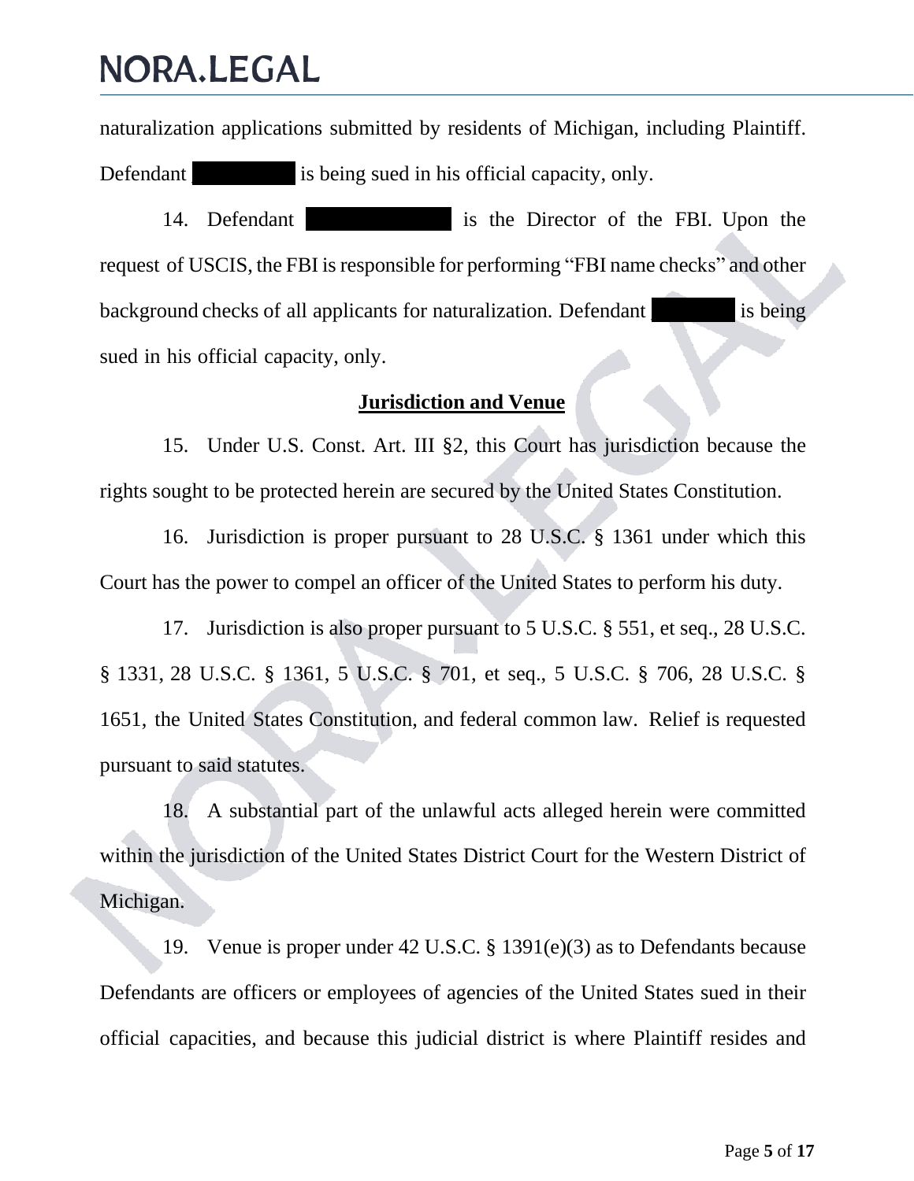naturalization applications submitted by residents of Michigan, including Plaintiff. Defendant ████████ is being sued in his official capacity, only.

14. Defendant ████████████ is the Director of the FBI. Upon the request of USCIS, the FBI is responsible for performing "FBI name checks" and other background checks of all applicants for naturalization. Defendant ████████ is being sued in his official capacity, only.

**Jurisdiction and Venue**

15. Under U.S. Const. Art. III §2, this Court has jurisdiction because the rights sought to be protected herein are secured by the United States Constitution.

16. Jurisdiction is proper pursuant to 28 U.S.C. § 1361 under which this Court has the power to compel an officer of the United States to perform his duty.

17. Jurisdiction is also proper pursuant to 5 U.S.C. § 551, et seq., 28 U.S.C. § 1331, 28 U.S.C. § 1361, 5 U.S.C. § 701, et seq., 5 U.S.C. § 706, 28 U.S.C. § 1651, the United States Constitution, and federal common law. Relief is requested pursuant to said statutes.

18. A substantial part of the unlawful acts alleged herein were committed within the jurisdiction of the United States District Court for the Western District of Michigan.

19. Venue is proper under 42 U.S.C. § 1391(e)(3) as to Defendants because Defendants are officers or employees of agencies of the United States sued in their official capacities, and because this judicial district is where Plaintiff resides and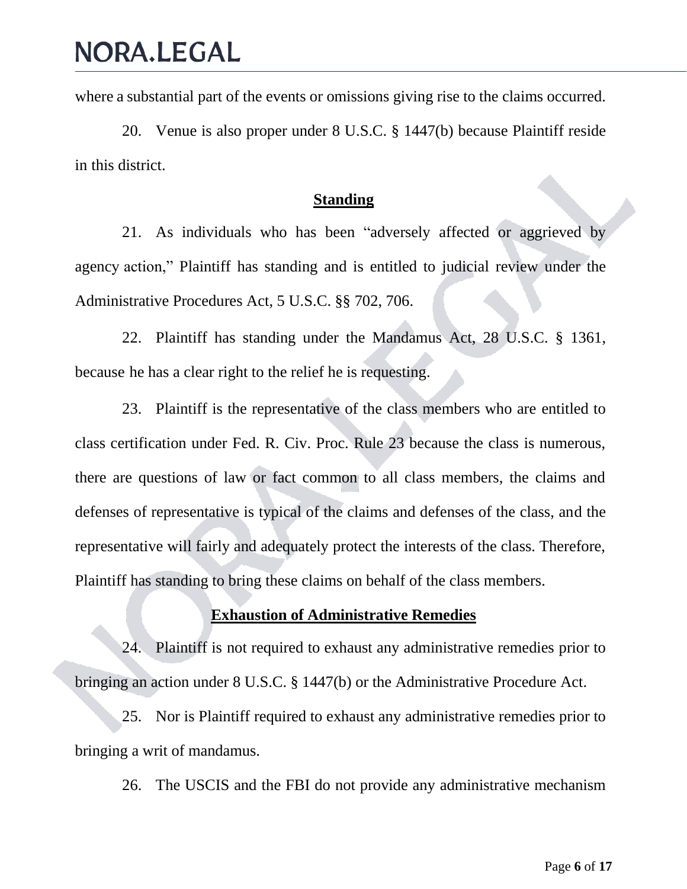where a substantial part of the events or omissions giving rise to the claims occurred.

20. Venue is also proper under 8 U.S.C. § 1447(b) because Plaintiff reside in this district.

**Standing**

21. As individuals who has been "adversely affected or aggrieved by agency action," Plaintiff has standing and is entitled to judicial review under the Administrative Procedures Act, 5 U.S.C. §§ 702, 706.

22. Plaintiff has standing under the Mandamus Act, 28 U.S.C. § 1361, because he has a clear right to the relief he is requesting.

23. Plaintiff is the representative of the class members who are entitled to class certification under Fed. R. Civ. Proc. Rule 23 because the class is numerous, there are questions of law or fact common to all class members, the claims and defenses of representative is typical of the claims and defenses of the class, and the representative will fairly and adequately protect the interests of the class. Therefore, Plaintiff has standing to bring these claims on behalf of the class members.

**Exhaustion of Administrative Remedies**

24. Plaintiff is not required to exhaust any administrative remedies prior to bringing an action under 8 U.S.C. § 1447(b) or the Administrative Procedure Act.

25. Nor is Plaintiff required to exhaust any administrative remedies prior to bringing a writ of mandamus.

26. The USCIS and the FBI do not provide any administrative mechanism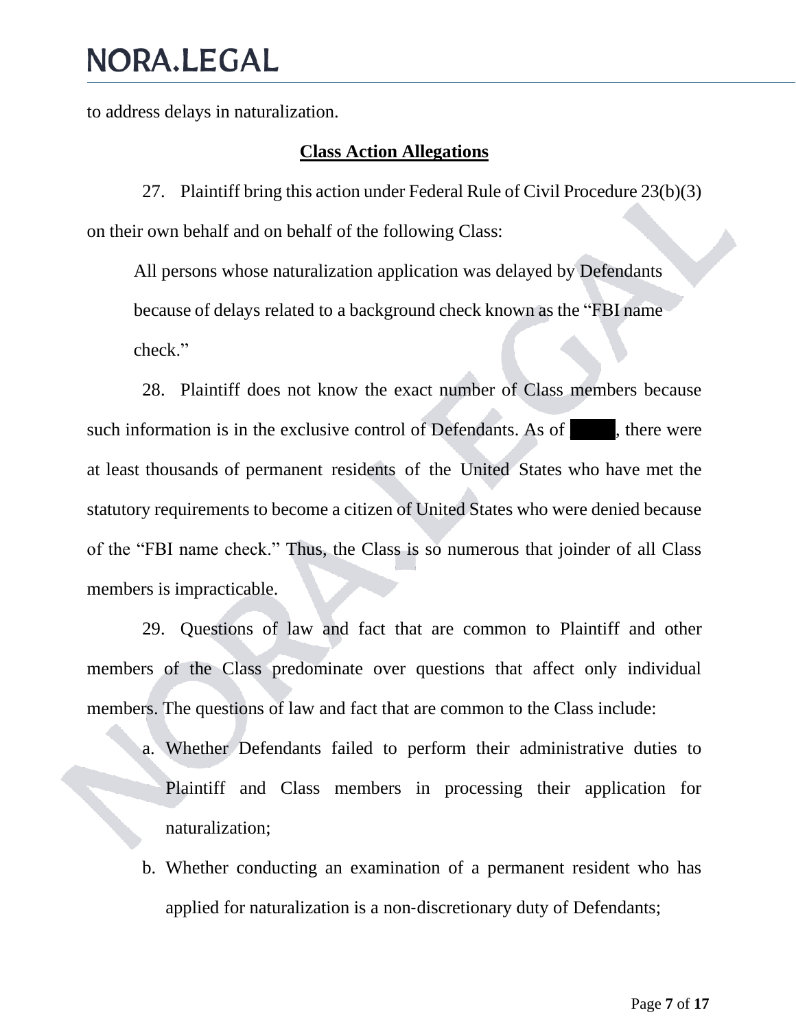to address delays in naturalization.

## Class Action Allegations

27. Plaintiff bring this action under Federal Rule of Civil Procedure 23(b)(3) on their own behalf and on behalf of the following Class:

> All persons whose naturalization application was delayed by Defendants because of delays related to a background check known as the "FBI name check."

28. Plaintiff does not know the exact number of Class members because such information is in the exclusive control of Defendants. As of ████, there were at least thousands of permanent residents of the United States who have met the statutory requirements to become a citizen of United States who were denied because of the "FBI name check." Thus, the Class is so numerous that joinder of all Class members is impracticable.

29. Questions of law and fact that are common to Plaintiff and other members of the Class predominate over questions that affect only individual members. The questions of law and fact that are common to the Class include:

a. Whether Defendants failed to perform their administrative duties to Plaintiff and Class members in processing their application for naturalization;

b. Whether conducting an examination of a permanent resident who has applied for naturalization is a non-discretionary duty of Defendants;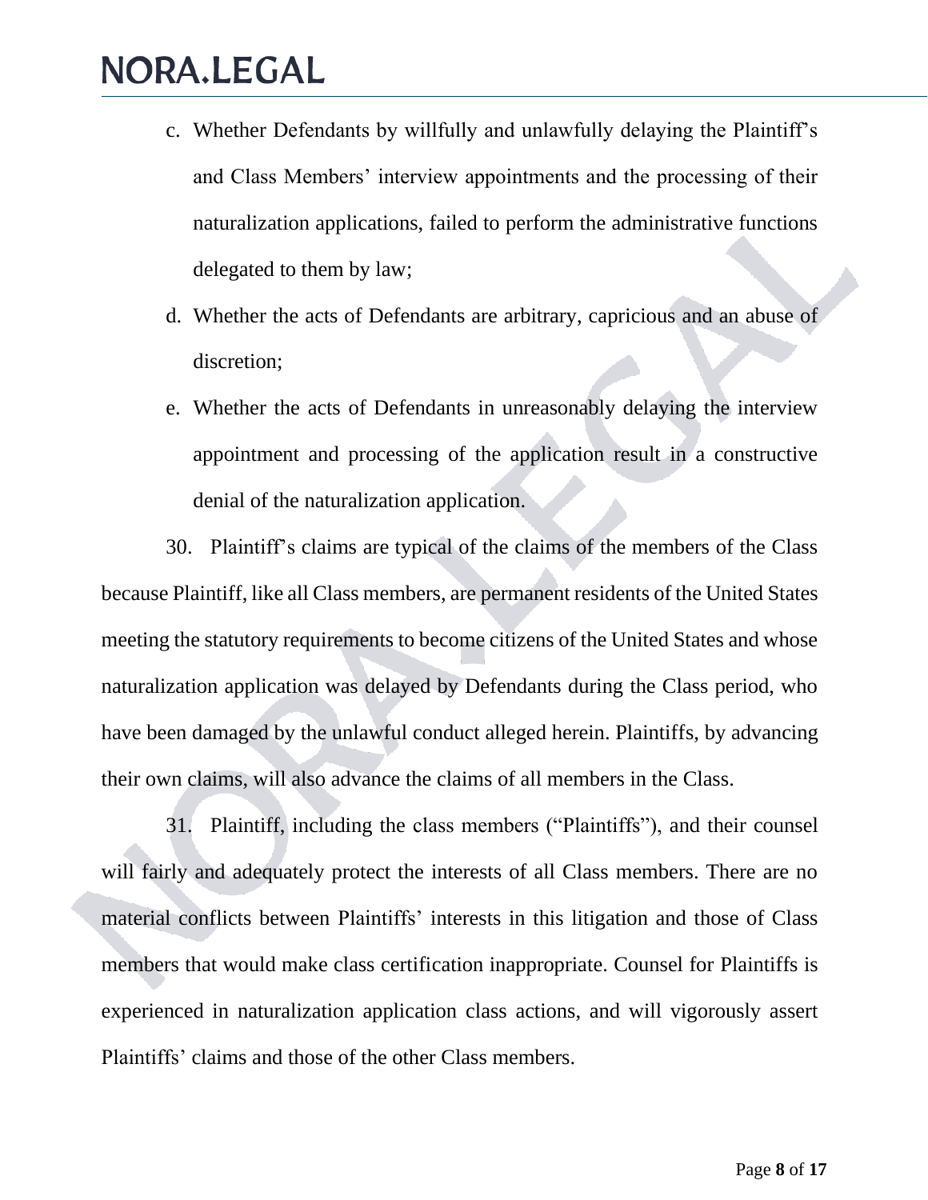c. Whether Defendants by willfully and unlawfully delaying the Plaintiff's and Class Members' interview appointments and the processing of their naturalization applications, failed to perform the administrative functions delegated to them by law;

d. Whether the acts of Defendants are arbitrary, capricious and an abuse of discretion;

e. Whether the acts of Defendants in unreasonably delaying the interview appointment and processing of the application result in a constructive denial of the naturalization application.

30. Plaintiff's claims are typical of the claims of the members of the Class because Plaintiff, like all Class members, are permanent residents of the United States meeting the statutory requirements to become citizens of the United States and whose naturalization application was delayed by Defendants during the Class period, who have been damaged by the unlawful conduct alleged herein. Plaintiffs, by advancing their own claims, will also advance the claims of all members in the Class.

31. Plaintiff, including the class members ("Plaintiffs"), and their counsel will fairly and adequately protect the interests of all Class members. There are no material conflicts between Plaintiffs' interests in this litigation and those of Class members that would make class certification inappropriate. Counsel for Plaintiffs is experienced in naturalization application class actions, and will vigorously assert Plaintiffs' claims and those of the other Class members.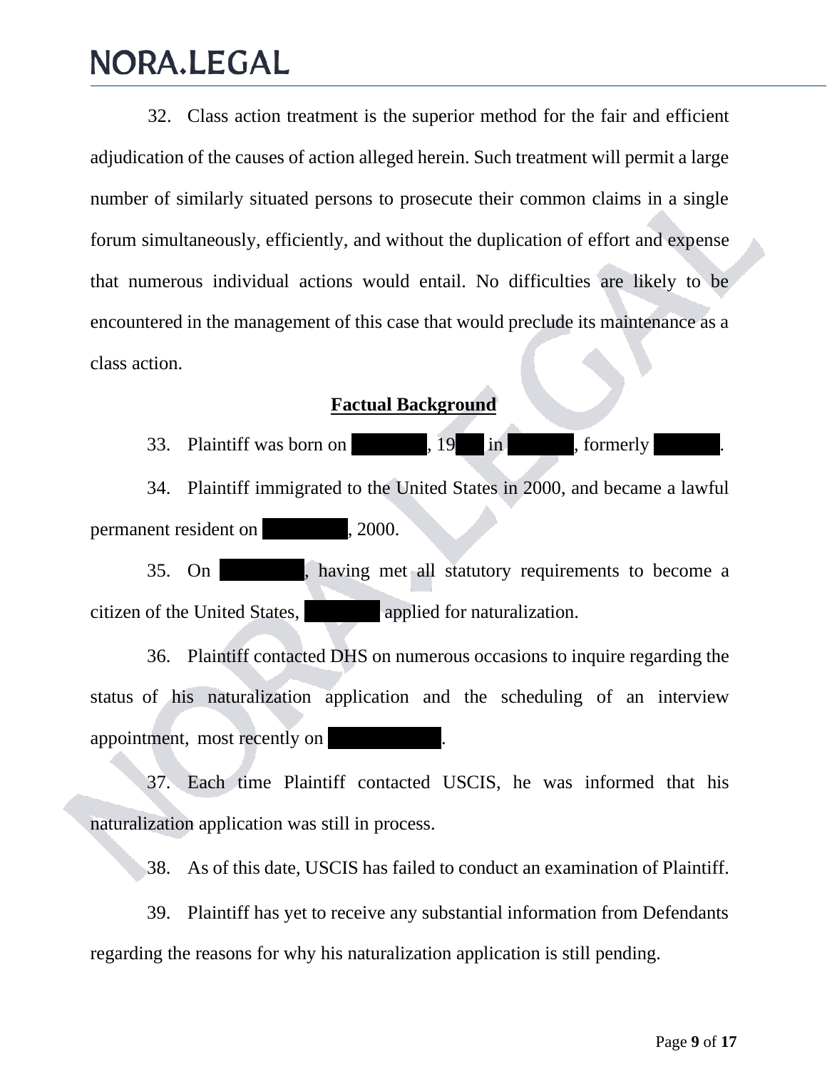32. Class action treatment is the superior method for the fair and efficient adjudication of the causes of action alleged herein. Such treatment will permit a large number of similarly situated persons to prosecute their common claims in a single forum simultaneously, efficiently, and without the duplication of effort and expense that numerous individual actions would entail. No difficulties are likely to be encountered in the management of this case that would preclude its maintenance as a class action.

## Factual Background

33. Plaintiff was born on ██████, 19██ in ██████, formerly ██████.

34. Plaintiff immigrated to the United States in 2000, and became a lawful permanent resident on ██████, 2000.

35. On ██████, having met all statutory requirements to become a citizen of the United States, ██████ applied for naturalization.

36. Plaintiff contacted DHS on numerous occasions to inquire regarding the status of his naturalization application and the scheduling of an interview appointment, most recently on ██████.

37. Each time Plaintiff contacted USCIS, he was informed that his naturalization application was still in process.

38. As of this date, USCIS has failed to conduct an examination of Plaintiff.

39. Plaintiff has yet to receive any substantial information from Defendants regarding the reasons for why his naturalization application is still pending.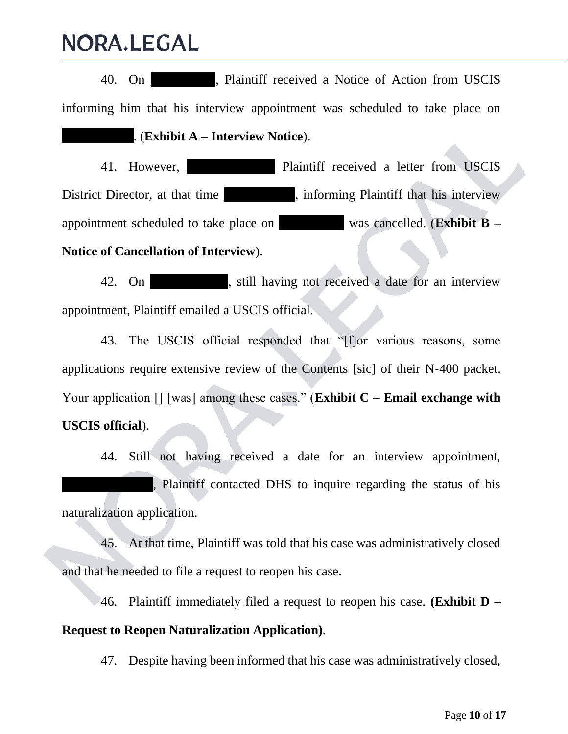40. On [REDACTED], Plaintiff received a Notice of Action from USCIS informing him that his interview appointment was scheduled to take place on [REDACTED]. (**Exhibit A – Interview Notice**).

41. However, [REDACTED] Plaintiff received a letter from USCIS District Director, at that time [REDACTED], informing Plaintiff that his interview appointment scheduled to take place on [REDACTED] was cancelled. (**Exhibit B – Notice of Cancellation of Interview**).

42. On [REDACTED], still having not received a date for an interview appointment, Plaintiff emailed a USCIS official.

43. The USCIS official responded that "[f]or various reasons, some applications require extensive review of the Contents [sic] of their N-400 packet. Your application [] [was] among these cases." (**Exhibit C – Email exchange with USCIS official**).

44. Still not having received a date for an interview appointment, [REDACTED], Plaintiff contacted DHS to inquire regarding the status of his naturalization application.

45. At that time, Plaintiff was told that his case was administratively closed and that he needed to file a request to reopen his case.

46. Plaintiff immediately filed a request to reopen his case. **(Exhibit D – Request to Reopen Naturalization Application)**.

47. Despite having been informed that his case was administratively closed,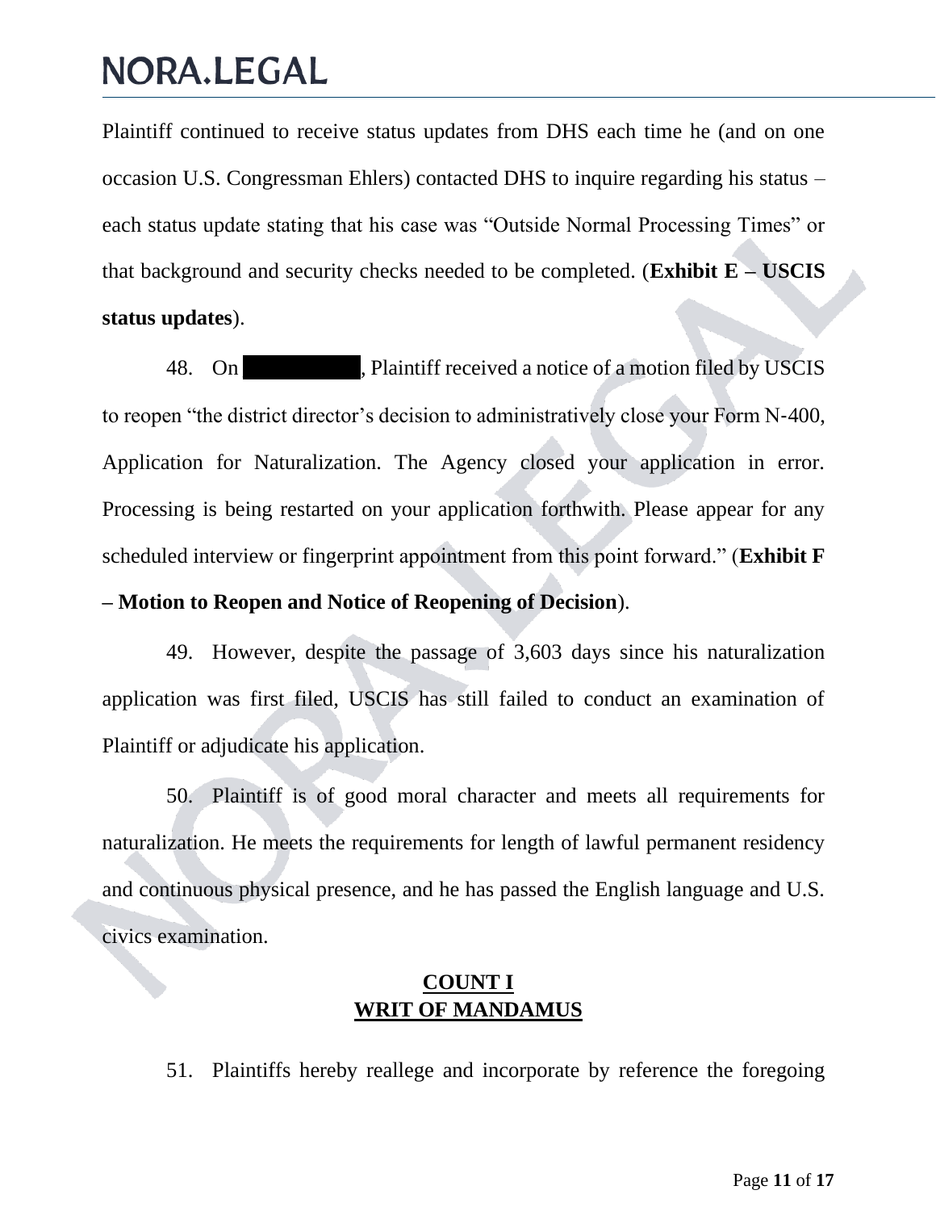Plaintiff continued to receive status updates from DHS each time he (and on one occasion U.S. Congressman Ehlers) contacted DHS to inquire regarding his status – each status update stating that his case was "Outside Normal Processing Times" or that background and security checks needed to be completed. (**Exhibit E – USCIS status updates**).

48. On [REDACTED], Plaintiff received a notice of a motion filed by USCIS to reopen "the district director's decision to administratively close your Form N-400, Application for Naturalization. The Agency closed your application in error. Processing is being restarted on your application forthwith. Please appear for any scheduled interview or fingerprint appointment from this point forward." (**Exhibit F – Motion to Reopen and Notice of Reopening of Decision**).

49. However, despite the passage of 3,603 days since his naturalization application was first filed, USCIS has still failed to conduct an examination of Plaintiff or adjudicate his application.

50. Plaintiff is of good moral character and meets all requirements for naturalization. He meets the requirements for length of lawful permanent residency and continuous physical presence, and he has passed the English language and U.S. civics examination.

**<u>COUNT I</u>**
**<u>WRIT OF MANDAMUS</u>**

51. Plaintiffs hereby reallege and incorporate by reference the foregoing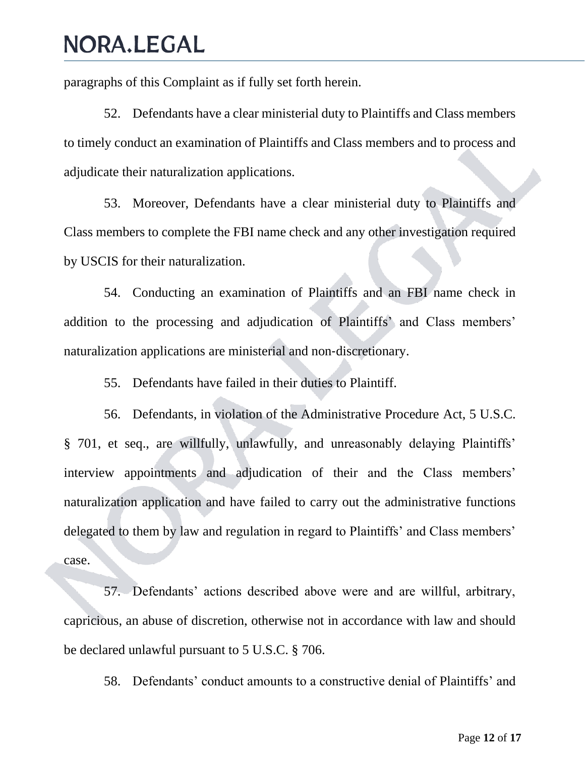paragraphs of this Complaint as if fully set forth herein.

52. Defendants have a clear ministerial duty to Plaintiffs and Class members to timely conduct an examination of Plaintiffs and Class members and to process and adjudicate their naturalization applications.

53. Moreover, Defendants have a clear ministerial duty to Plaintiffs and Class members to complete the FBI name check and any other investigation required by USCIS for their naturalization.

54. Conducting an examination of Plaintiffs and an FBI name check in addition to the processing and adjudication of Plaintiffs' and Class members' naturalization applications are ministerial and non-discretionary.

55. Defendants have failed in their duties to Plaintiff.

56. Defendants, in violation of the Administrative Procedure Act, 5 U.S.C. § 701, et seq., are willfully, unlawfully, and unreasonably delaying Plaintiffs' interview appointments and adjudication of their and the Class members' naturalization application and have failed to carry out the administrative functions delegated to them by law and regulation in regard to Plaintiffs' and Class members' case.

57. Defendants' actions described above were and are willful, arbitrary, capricious, an abuse of discretion, otherwise not in accordance with law and should be declared unlawful pursuant to 5 U.S.C. § 706.

58. Defendants' conduct amounts to a constructive denial of Plaintiffs' and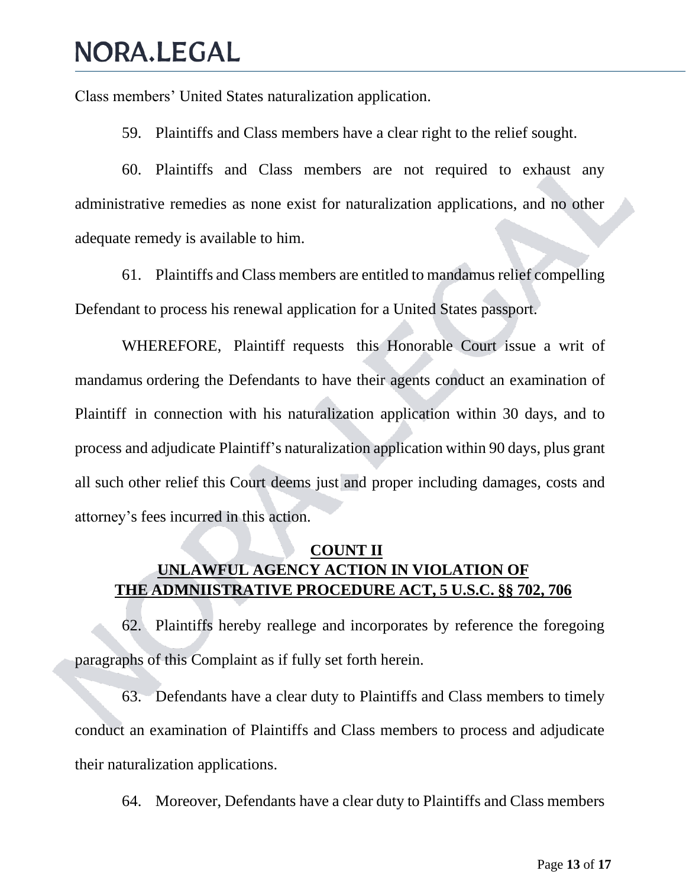Class members' United States naturalization application.

59. Plaintiffs and Class members have a clear right to the relief sought.

60. Plaintiffs and Class members are not required to exhaust any administrative remedies as none exist for naturalization applications, and no other adequate remedy is available to him.

61. Plaintiffs and Class members are entitled to mandamus relief compelling Defendant to process his renewal application for a United States passport.

WHEREFORE, Plaintiff requests this Honorable Court issue a writ of mandamus ordering the Defendants to have their agents conduct an examination of Plaintiff in connection with his naturalization application within 30 days, and to process and adjudicate Plaintiff's naturalization application within 90 days, plus grant all such other relief this Court deems just and proper including damages, costs and attorney's fees incurred in this action.

## COUNT II
## UNLAWFUL AGENCY ACTION IN VIOLATION OF THE ADMNIISTRATIVE PROCEDURE ACT, 5 U.S.C. §§ 702, 706

62. Plaintiffs hereby reallege and incorporates by reference the foregoing paragraphs of this Complaint as if fully set forth herein.

63. Defendants have a clear duty to Plaintiffs and Class members to timely conduct an examination of Plaintiffs and Class members to process and adjudicate their naturalization applications.

64. Moreover, Defendants have a clear duty to Plaintiffs and Class members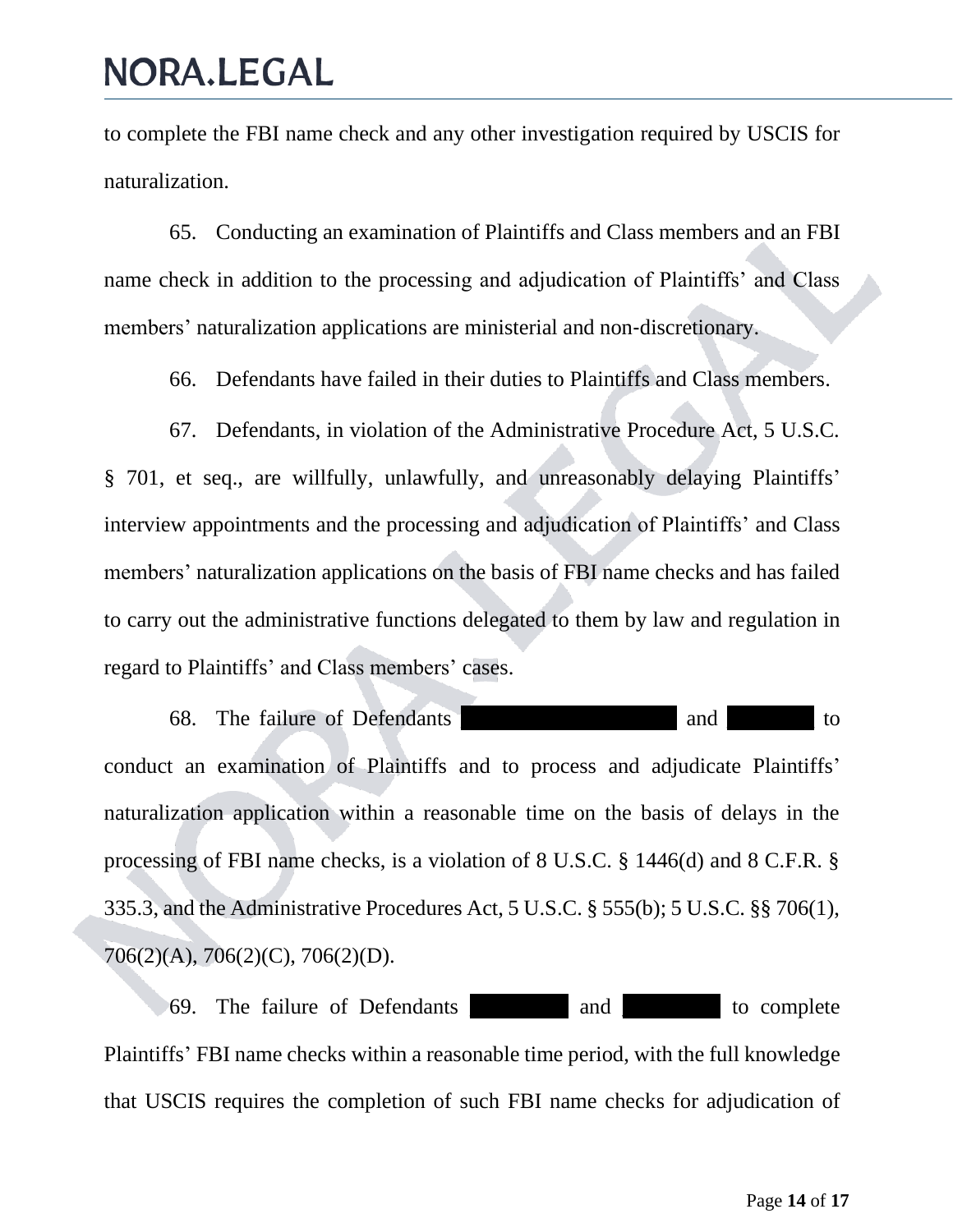to complete the FBI name check and any other investigation required by USCIS for naturalization.

65. Conducting an examination of Plaintiffs and Class members and an FBI name check in addition to the processing and adjudication of Plaintiffs' and Class members' naturalization applications are ministerial and non-discretionary.

66. Defendants have failed in their duties to Plaintiffs and Class members.

67. Defendants, in violation of the Administrative Procedure Act, 5 U.S.C. § 701, et seq., are willfully, unlawfully, and unreasonably delaying Plaintiffs' interview appointments and the processing and adjudication of Plaintiffs' and Class members' naturalization applications on the basis of FBI name checks and has failed to carry out the administrative functions delegated to them by law and regulation in regard to Plaintiffs' and Class members' cases.

68. The failure of Defendants [REDACTED] and [REDACTED] to conduct an examination of Plaintiffs and to process and adjudicate Plaintiffs' naturalization application within a reasonable time on the basis of delays in the processing of FBI name checks, is a violation of 8 U.S.C. § 1446(d) and 8 C.F.R. § 335.3, and the Administrative Procedures Act, 5 U.S.C. § 555(b); 5 U.S.C. §§ 706(1), 706(2)(A), 706(2)(C), 706(2)(D).

69. The failure of Defendants [REDACTED] and [REDACTED] to complete Plaintiffs' FBI name checks within a reasonable time period, with the full knowledge that USCIS requires the completion of such FBI name checks for adjudication of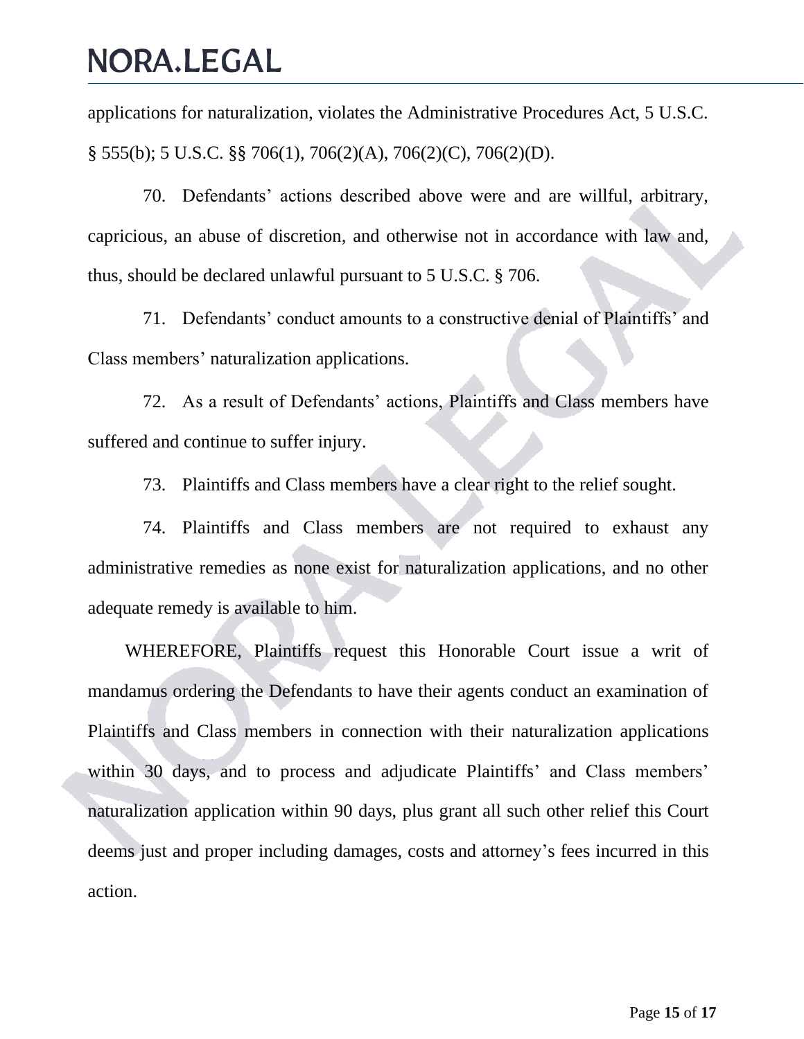applications for naturalization, violates the Administrative Procedures Act, 5 U.S.C. § 555(b); 5 U.S.C. §§ 706(1), 706(2)(A), 706(2)(C), 706(2)(D).

70. Defendants' actions described above were and are willful, arbitrary, capricious, an abuse of discretion, and otherwise not in accordance with law and, thus, should be declared unlawful pursuant to 5 U.S.C. § 706.

71. Defendants' conduct amounts to a constructive denial of Plaintiffs' and Class members' naturalization applications.

72. As a result of Defendants' actions, Plaintiffs and Class members have suffered and continue to suffer injury.

73. Plaintiffs and Class members have a clear right to the relief sought.

74. Plaintiffs and Class members are not required to exhaust any administrative remedies as none exist for naturalization applications, and no other adequate remedy is available to him.

WHEREFORE, Plaintiffs request this Honorable Court issue a writ of mandamus ordering the Defendants to have their agents conduct an examination of Plaintiffs and Class members in connection with their naturalization applications within 30 days, and to process and adjudicate Plaintiffs' and Class members' naturalization application within 90 days, plus grant all such other relief this Court deems just and proper including damages, costs and attorney's fees incurred in this action.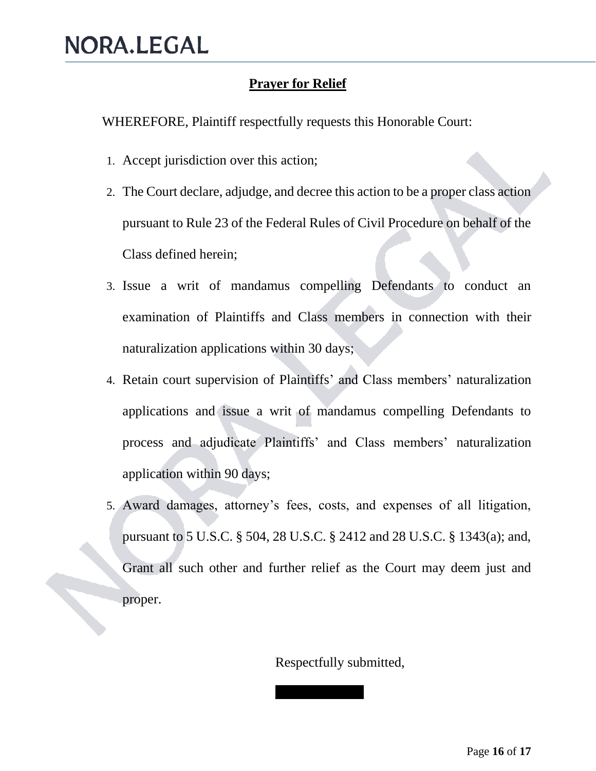## Prayer for Relief

WHEREFORE, Plaintiff respectfully requests this Honorable Court:

1. Accept jurisdiction over this action;
2. The Court declare, adjudge, and decree this action to be a proper class action pursuant to Rule 23 of the Federal Rules of Civil Procedure on behalf of the Class defined herein;
3. Issue a writ of mandamus compelling Defendants to conduct an examination of Plaintiffs and Class members in connection with their naturalization applications within 30 days;
4. Retain court supervision of Plaintiffs' and Class members' naturalization applications and issue a writ of mandamus compelling Defendants to process and adjudicate Plaintiffs' and Class members' naturalization application within 90 days;
5. Award damages, attorney's fees, costs, and expenses of all litigation, pursuant to 5 U.S.C. § 504, 28 U.S.C. § 2412 and 28 U.S.C. § 1343(a); and, Grant all such other and further relief as the Court may deem just and proper.

Respectfully submitted,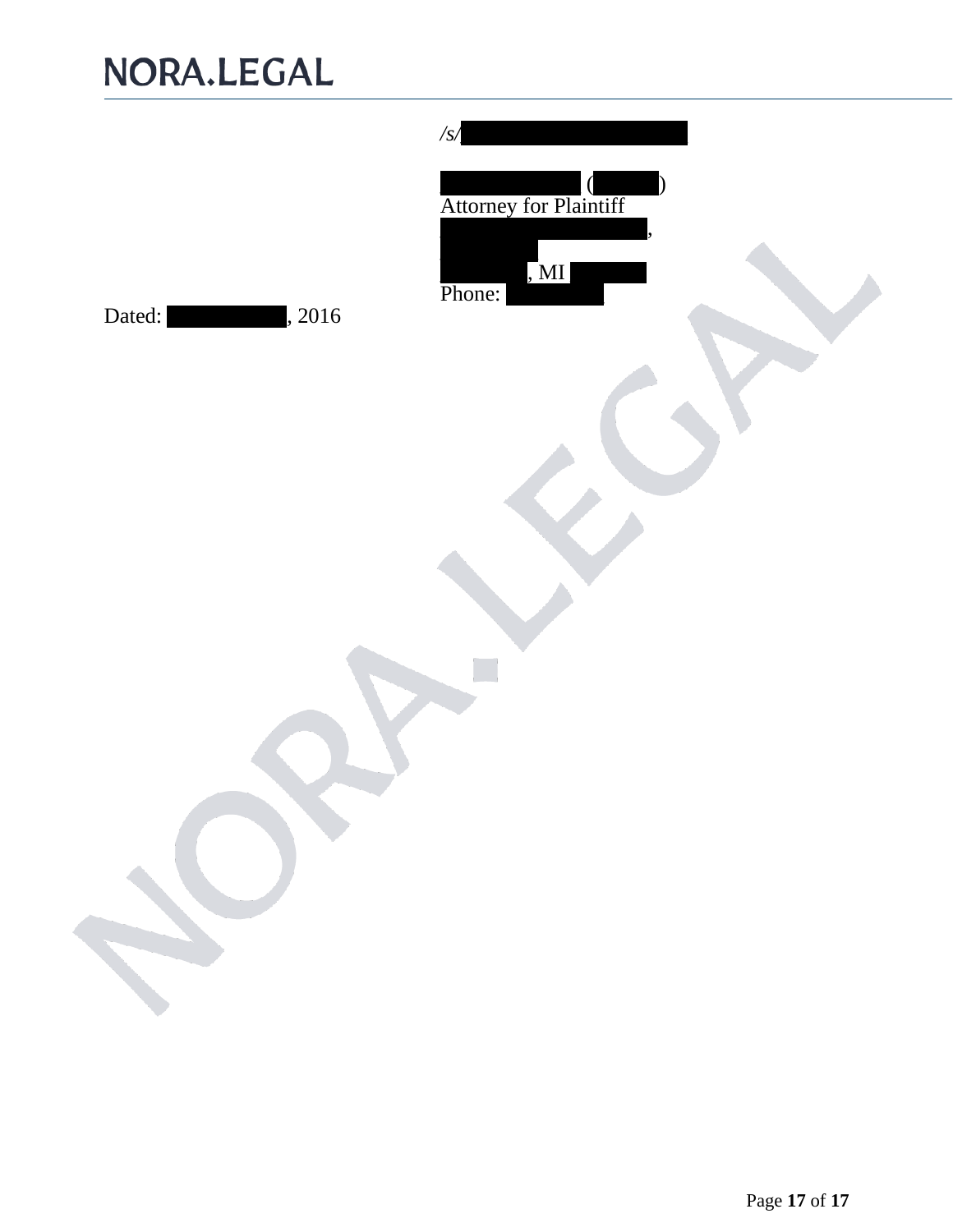/s/

( )
Attorney for Plaintiff
,

, MI
Phone:

Dated: , 2016